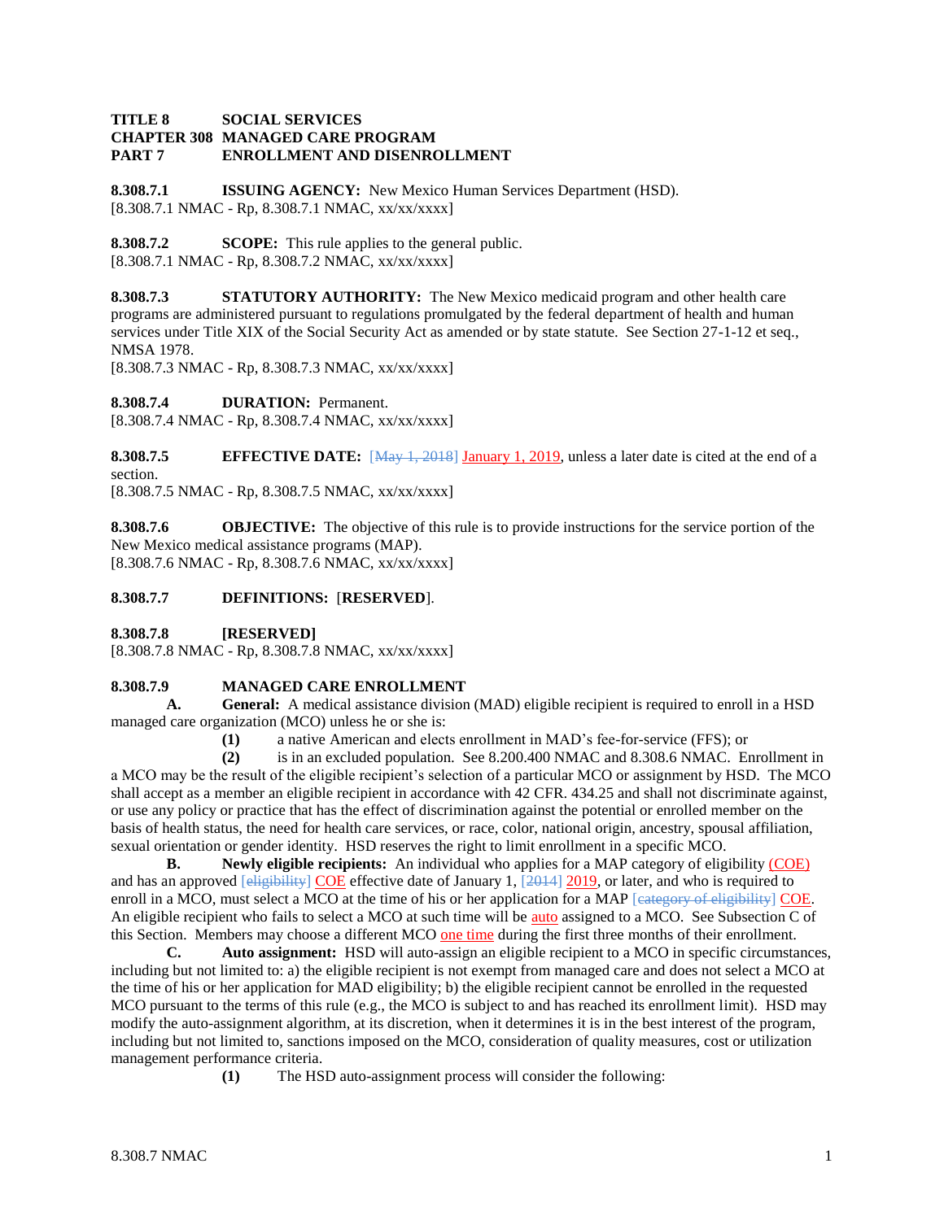**TITLE 8 SOCIAL SERVICES**
**CHAPTER 308 MANAGED CARE PROGRAM**
**PART 7 ENROLLMENT AND DISENROLLMENT**

**8.308.7.1 ISSUING AGENCY:** New Mexico Human Services Department (HSD).
[8.308.7.1 NMAC - Rp, 8.308.7.1 NMAC, xx/xx/xxxx]

**8.308.7.2 SCOPE:** This rule applies to the general public.
[8.308.7.1 NMAC - Rp, 8.308.7.2 NMAC, xx/xx/xxxx]

**8.308.7.3 STATUTORY AUTHORITY:** The New Mexico medicaid program and other health care programs are administered pursuant to regulations promulgated by the federal department of health and human services under Title XIX of the Social Security Act as amended or by state statute. See Section 27-1-12 et seq., NMSA 1978.
[8.308.7.3 NMAC - Rp, 8.308.7.3 NMAC, xx/xx/xxxx]

**8.308.7.4 DURATION:** Permanent.
[8.308.7.4 NMAC - Rp, 8.308.7.4 NMAC, xx/xx/xxxx]

**8.308.7.5 EFFECTIVE DATE:** [~~May 1, 2018~~] January 1, 2019, unless a later date is cited at the end of a section.
[8.308.7.5 NMAC - Rp, 8.308.7.5 NMAC, xx/xx/xxxx]

**8.308.7.6 OBJECTIVE:** The objective of this rule is to provide instructions for the service portion of the New Mexico medical assistance programs (MAP).
[8.308.7.6 NMAC - Rp, 8.308.7.6 NMAC, xx/xx/xxxx]

**8.308.7.7 DEFINITIONS:** [**RESERVED**].

**8.308.7.8 [RESERVED]**
[8.308.7.8 NMAC - Rp, 8.308.7.8 NMAC, xx/xx/xxxx]

**8.308.7.9 MANAGED CARE ENROLLMENT**

**A. General:** A medical assistance division (MAD) eligible recipient is required to enroll in a HSD managed care organization (MCO) unless he or she is:

**(1)** a native American and elects enrollment in MAD's fee-for-service (FFS); or

**(2)** is in an excluded population. See 8.200.400 NMAC and 8.308.6 NMAC. Enrollment in a MCO may be the result of the eligible recipient's selection of a particular MCO or assignment by HSD. The MCO shall accept as a member an eligible recipient in accordance with 42 CFR. 434.25 and shall not discriminate against, or use any policy or practice that has the effect of discrimination against the potential or enrolled member on the basis of health status, the need for health care services, or race, color, national origin, ancestry, spousal affiliation, sexual orientation or gender identity. HSD reserves the right to limit enrollment in a specific MCO.

**B. Newly eligible recipients:** An individual who applies for a MAP category of eligibility (COE) and has an approved [~~eligibility~~] COE effective date of January 1, [~~2014~~] 2019, or later, and who is required to enroll in a MCO, must select a MCO at the time of his or her application for a MAP [~~category of eligibility~~] COE. An eligible recipient who fails to select a MCO at such time will be auto assigned to a MCO. See Subsection C of this Section. Members may choose a different MCO one time during the first three months of their enrollment.

**C. Auto assignment:** HSD will auto-assign an eligible recipient to a MCO in specific circumstances, including but not limited to: a) the eligible recipient is not exempt from managed care and does not select a MCO at the time of his or her application for MAD eligibility; b) the eligible recipient cannot be enrolled in the requested MCO pursuant to the terms of this rule (e.g., the MCO is subject to and has reached its enrollment limit). HSD may modify the auto-assignment algorithm, at its discretion, when it determines it is in the best interest of the program, including but not limited to, sanctions imposed on the MCO, consideration of quality measures, cost or utilization management performance criteria.

**(1)** The HSD auto-assignment process will consider the following: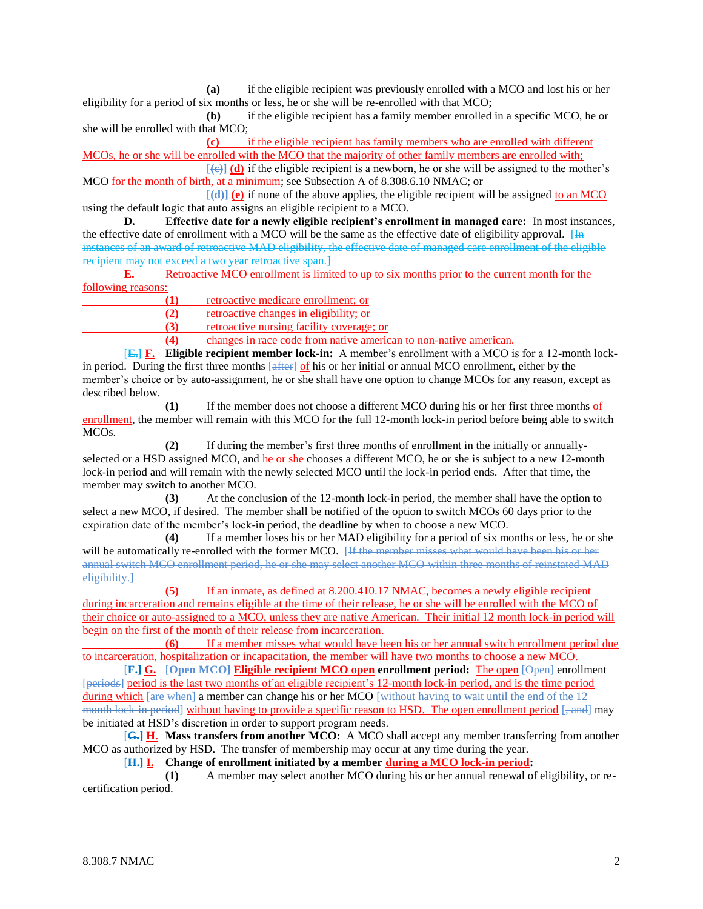(a) if the eligible recipient was previously enrolled with a MCO and lost his or her eligibility for a period of six months or less, he or she will be re-enrolled with that MCO;

(b) if the eligible recipient has a family member enrolled in a specific MCO, he or she will be enrolled with that MCO;

(c) if the eligible recipient has family members who are enrolled with different MCOs, he or she will be enrolled with the MCO that the majority of other family members are enrolled with;

[(c)] (d) if the eligible recipient is a newborn, he or she will be assigned to the mother's MCO for the month of birth, at a minimum; see Subsection A of 8.308.6.10 NMAC; or

[(d)] (e) if none of the above applies, the eligible recipient will be assigned to an MCO using the default logic that auto assigns an eligible recipient to a MCO.

**D. Effective date for a newly eligible recipient's enrollment in managed care:** In most instances, the effective date of enrollment with a MCO will be the same as the effective date of eligibility approval. [In instances of an award of retroactive MAD eligibility, the effective date of managed care enrollment of the eligible recipient may not exceed a two year retroactive span.]

**E.** Retroactive MCO enrollment is limited to up to six months prior to the current month for the following reasons:

(1) retroactive medicare enrollment; or

(2) retroactive changes in eligibility; or

(3) retroactive nursing facility coverage; or

(4) changes in race code from native american to non-native american.

[E.] **F. Eligible recipient member lock-in:** A member's enrollment with a MCO is for a 12-month lock-in period. During the first three months [after] of his or her initial or annual MCO enrollment, either by the member's choice or by auto-assignment, he or she shall have one option to change MCOs for any reason, except as described below.

(1) If the member does not choose a different MCO during his or her first three months of enrollment, the member will remain with this MCO for the full 12-month lock-in period before being able to switch MCOs.

(2) If during the member's first three months of enrollment in the initially or annually-selected or a HSD assigned MCO, and he or she chooses a different MCO, he or she is subject to a new 12-month lock-in period and will remain with the newly selected MCO until the lock-in period ends. After that time, the member may switch to another MCO.

(3) At the conclusion of the 12-month lock-in period, the member shall have the option to select a new MCO, if desired. The member shall be notified of the option to switch MCOs 60 days prior to the expiration date of the member's lock-in period, the deadline by when to choose a new MCO.

(4) If a member loses his or her MAD eligibility for a period of six months or less, he or she will be automatically re-enrolled with the former MCO. [If the member misses what would have been his or her annual switch MCO enrollment period, he or she may select another MCO within three months of reinstated MAD eligibility.]

(5) If an inmate, as defined at 8.200.410.17 NMAC, becomes a newly eligible recipient during incarceration and remains eligible at the time of their release, he or she will be enrolled with the MCO of their choice or auto-assigned to a MCO, unless they are native American. Their initial 12 month lock-in period will begin on the first of the month of their release from incarceration.

(6) If a member misses what would have been his or her annual switch enrollment period due to incarceration, hospitalization or incapacitation, the member will have two months to choose a new MCO.

[F.] **G.** [**Open MCO**] **Eligible recipient MCO open enrollment period:** The open [Open] enrollment [periods] period is the last two months of an eligible recipient's 12-month lock-in period, and is the time period during which [are when] a member can change his or her MCO [without having to wait until the end of the 12 month lock-in period] without having to provide a specific reason to HSD. The open enrollment period [, and] may be initiated at HSD's discretion in order to support program needs.

[G.] **H. Mass transfers from another MCO:** A MCO shall accept any member transferring from another MCO as authorized by HSD. The transfer of membership may occur at any time during the year.

[H.] **I. Change of enrollment initiated by a member during a MCO lock-in period:**

(1) A member may select another MCO during his or her annual renewal of eligibility, or re-certification period.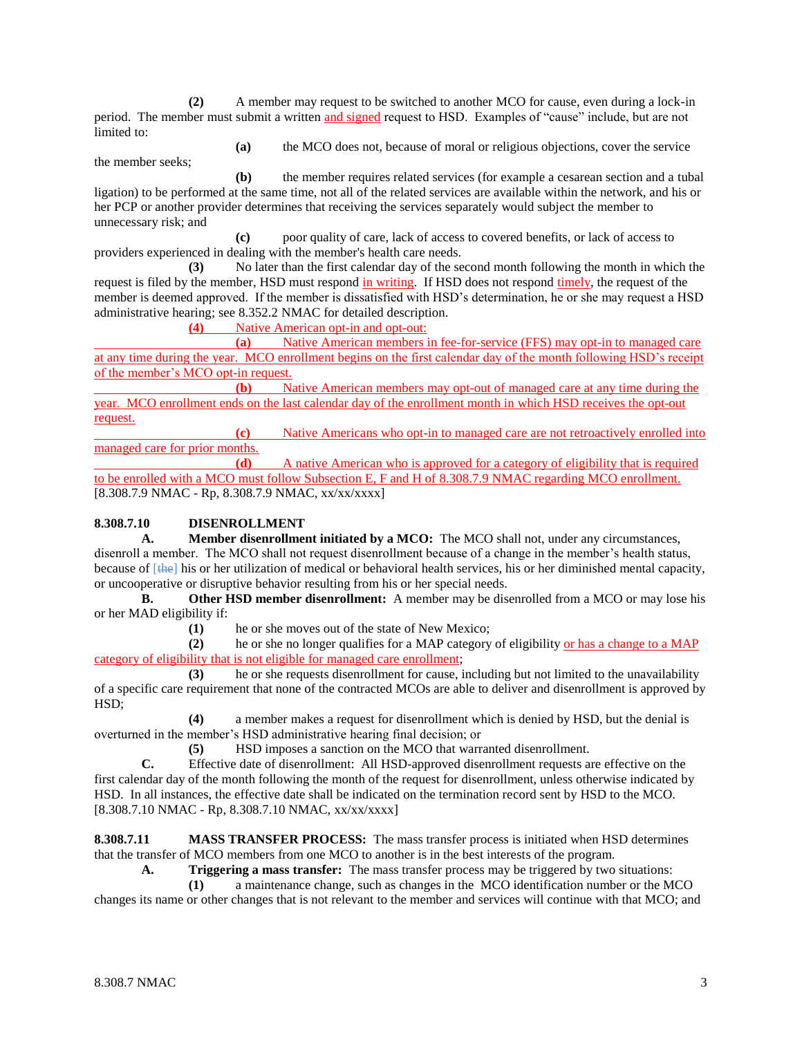**(2)** A member may request to be switched to another MCO for cause, even during a lock-in period. The member must submit a written and signed request to HSD. Examples of "cause" include, but are not limited to:

**(a)** the MCO does not, because of moral or religious objections, cover the service the member seeks;

**(b)** the member requires related services (for example a cesarean section and a tubal ligation) to be performed at the same time, not all of the related services are available within the network, and his or her PCP or another provider determines that receiving the services separately would subject the member to unnecessary risk; and

**(c)** poor quality of care, lack of access to covered benefits, or lack of access to providers experienced in dealing with the member's health care needs.

**(3)** No later than the first calendar day of the second month following the month in which the request is filed by the member, HSD must respond in writing. If HSD does not respond timely, the request of the member is deemed approved. If the member is dissatisfied with HSD's determination, he or she may request a HSD administrative hearing; see 8.352.2 NMAC for detailed description.

**(4)** Native American opt-in and opt-out:

**(a)** Native American members in fee-for-service (FFS) may opt-in to managed care at any time during the year. MCO enrollment begins on the first calendar day of the month following HSD's receipt of the member's MCO opt-in request.

**(b)** Native American members may opt-out of managed care at any time during the year. MCO enrollment ends on the last calendar day of the enrollment month in which HSD receives the opt-out request.

**(c)** Native Americans who opt-in to managed care are not retroactively enrolled into managed care for prior months.

**(d)** A native American who is approved for a category of eligibility that is required to be enrolled with a MCO must follow Subsection E, F and H of 8.308.7.9 NMAC regarding MCO enrollment.

[8.308.7.9 NMAC - Rp, 8.308.7.9 NMAC, xx/xx/xxxx]

**8.308.7.10 DISENROLLMENT**

**A. Member disenrollment initiated by a MCO:** The MCO shall not, under any circumstances, disenroll a member. The MCO shall not request disenrollment because of a change in the member's health status, because of [the] his or her utilization of medical or behavioral health services, his or her diminished mental capacity, or uncooperative or disruptive behavior resulting from his or her special needs.

**B. Other HSD member disenrollment:** A member may be disenrolled from a MCO or may lose his or her MAD eligibility if:

**(1)** he or she moves out of the state of New Mexico;

**(2)** he or she no longer qualifies for a MAP category of eligibility or has a change to a MAP category of eligibility that is not eligible for managed care enrollment;

**(3)** he or she requests disenrollment for cause, including but not limited to the unavailability of a specific care requirement that none of the contracted MCOs are able to deliver and disenrollment is approved by HSD;

**(4)** a member makes a request for disenrollment which is denied by HSD, but the denial is overturned in the member's HSD administrative hearing final decision; or

**(5)** HSD imposes a sanction on the MCO that warranted disenrollment.

**C.** Effective date of disenrollment: All HSD-approved disenrollment requests are effective on the first calendar day of the month following the month of the request for disenrollment, unless otherwise indicated by HSD. In all instances, the effective date shall be indicated on the termination record sent by HSD to the MCO.

[8.308.7.10 NMAC - Rp, 8.308.7.10 NMAC, xx/xx/xxxx]

**8.308.7.11 MASS TRANSFER PROCESS:** The mass transfer process is initiated when HSD determines that the transfer of MCO members from one MCO to another is in the best interests of the program.

**A. Triggering a mass transfer:** The mass transfer process may be triggered by two situations:

**(1)** a maintenance change, such as changes in the MCO identification number or the MCO changes its name or other changes that is not relevant to the member and services will continue with that MCO; and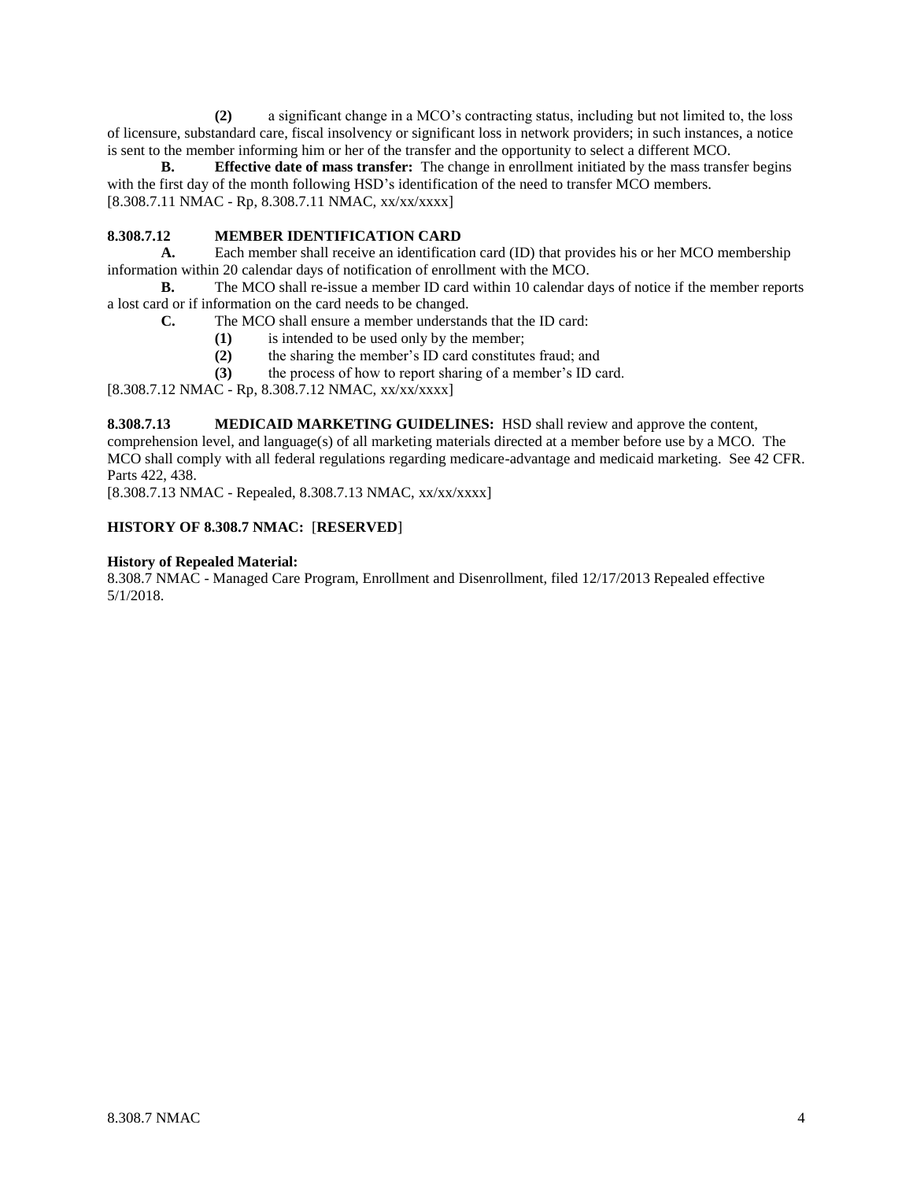**(2)** a significant change in a MCO's contracting status, including but not limited to, the loss of licensure, substandard care, fiscal insolvency or significant loss in network providers; in such instances, a notice is sent to the member informing him or her of the transfer and the opportunity to select a different MCO.

**B. Effective date of mass transfer:** The change in enrollment initiated by the mass transfer begins with the first day of the month following HSD's identification of the need to transfer MCO members.
[8.308.7.11 NMAC - Rp, 8.308.7.11 NMAC, xx/xx/xxxx]

**8.308.7.12 MEMBER IDENTIFICATION CARD**

**A.** Each member shall receive an identification card (ID) that provides his or her MCO membership information within 20 calendar days of notification of enrollment with the MCO.

**B.** The MCO shall re-issue a member ID card within 10 calendar days of notice if the member reports a lost card or if information on the card needs to be changed.

**C.** The MCO shall ensure a member understands that the ID card:

**(1)** is intended to be used only by the member;

**(2)** the sharing the member's ID card constitutes fraud; and

**(3)** the process of how to report sharing of a member's ID card.

[8.308.7.12 NMAC - Rp, 8.308.7.12 NMAC, xx/xx/xxxx]

**8.308.7.13 MEDICAID MARKETING GUIDELINES:** HSD shall review and approve the content, comprehension level, and language(s) of all marketing materials directed at a member before use by a MCO. The MCO shall comply with all federal regulations regarding medicare-advantage and medicaid marketing. See 42 CFR. Parts 422, 438.
[8.308.7.13 NMAC - Repealed, 8.308.7.13 NMAC, xx/xx/xxxx]

**HISTORY OF 8.308.7 NMAC:** [**RESERVED**]

**History of Repealed Material:**
8.308.7 NMAC - Managed Care Program, Enrollment and Disenrollment, filed 12/17/2013 Repealed effective 5/1/2018.